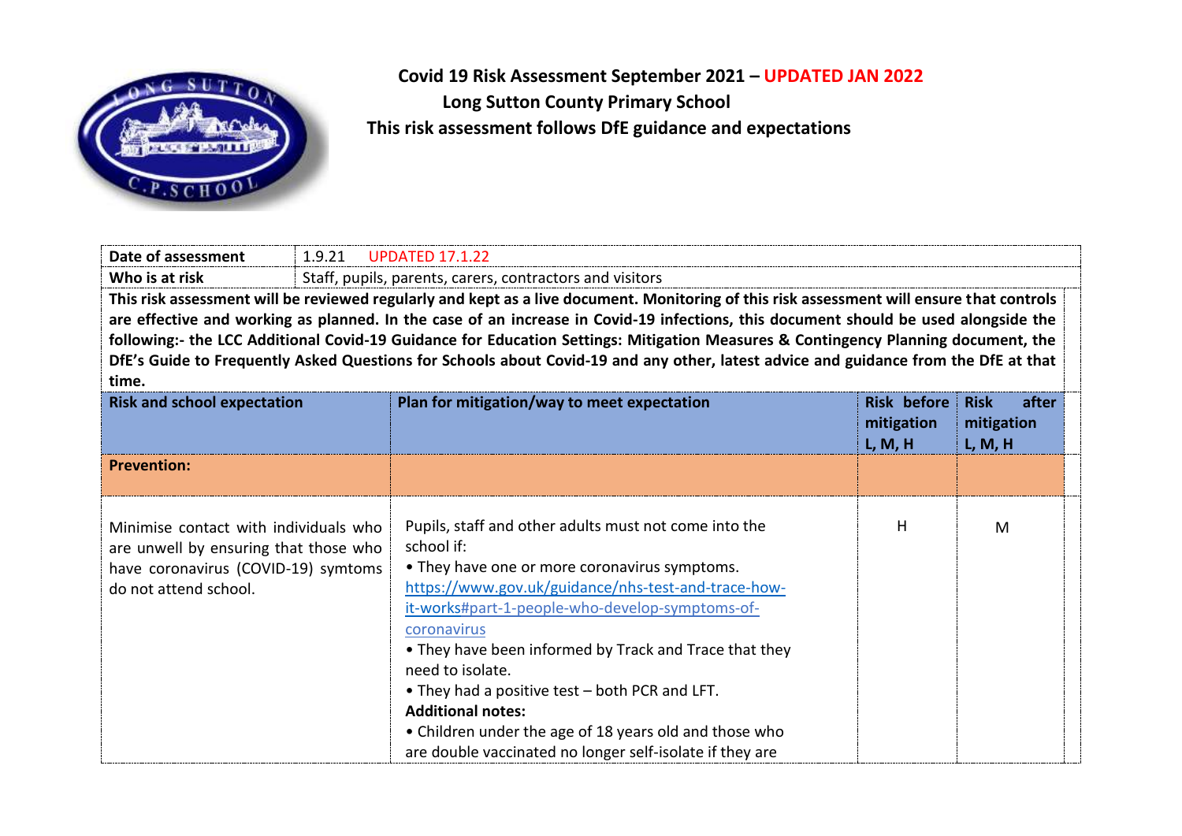# Covid 19 Risk Assessment September 2021 – UPDATED JAN 2022

## Long Sutton County Primary School

## This risk assessment follows DfE guidance and expectations

| **Date of assessment** | 1.9.21 UPDATED 17.1.22 |
|---|---|
| **Who is at risk** | Staff, pupils, parents, carers, contractors and visitors |

**This risk assessment will be reviewed regularly and kept as a live document. Monitoring of this risk assessment will ensure that controls are effective and working as planned. In the case of an increase in Covid-19 infections, this document should be used alongside the following:- the LCC Additional Covid-19 Guidance for Education Settings: Mitigation Measures & Contingency Planning document, the DfE's Guide to Frequently Asked Questions for Schools about Covid-19 and any other, latest advice and guidance from the DfE at that time.**

| **Risk and school expectation** | **Plan for mitigation/way to meet expectation** | **Risk before mitigation L, M, H** | **Risk after mitigation L, M, H** |
|---|---|---|---|
| **Prevention:** | | | |
| Minimise contact with individuals who are unwell by ensuring that those who have coronavirus (COVID-19) symtoms do not attend school. | Pupils, staff and other adults must not come into the school if:<br>• They have one or more coronavirus symptoms. https://www.gov.uk/guidance/nhs-test-and-trace-how-it-works#part-1-people-who-develop-symptoms-of-coronavirus<br>• They have been informed by Track and Trace that they need to isolate.<br>• They had a positive test – both PCR and LFT.<br>**Additional notes:**<br>• Children under the age of 18 years old and those who are double vaccinated no longer self-isolate if they are | H | M |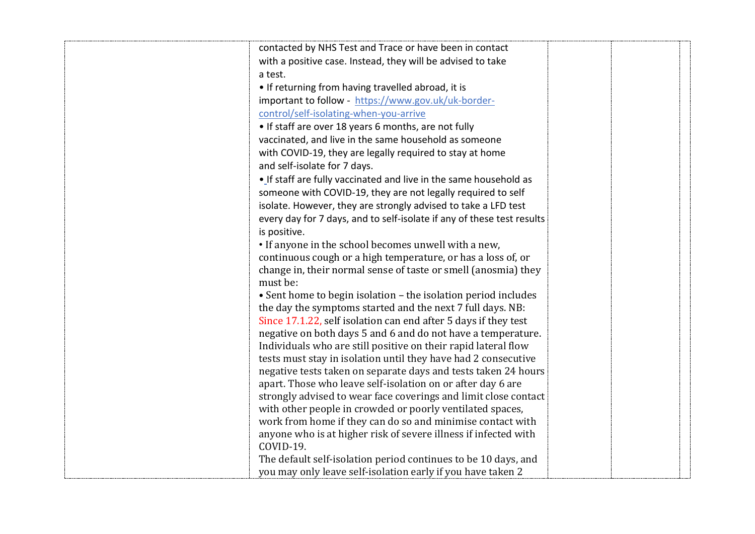| | | | | |
|---|---|---|---|---|
| | contacted by NHS Test and Trace or have been in contact with a positive case. Instead, they will be advised to take a test.<br>• If returning from having travelled abroad, it is important to follow - [https://www.gov.uk/uk-border-control/self-isolating-when-you-arrive](https://www.gov.uk/uk-border-control/self-isolating-when-you-arrive)<br>• If staff are over 18 years 6 months, are not fully vaccinated, and live in the same household as someone with COVID-19, they are legally required to stay at home and self-isolate for 7 days.<br>• If staff are fully vaccinated and live in the same household as someone with COVID-19, they are not legally required to self isolate. However, they are strongly advised to take a LFD test every day for 7 days, and to self-isolate if any of these test results is positive.<br>• If anyone in the school becomes unwell with a new, continuous cough or a high temperature, or has a loss of, or change in, their normal sense of taste or smell (anosmia) they must be:<br>• Sent home to begin isolation – the isolation period includes the day the symptoms started and the next 7 full days. NB: Since 17.1.22, self isolation can end after 5 days if they test negative on both days 5 and 6 and do not have a temperature. Individuals who are still positive on their rapid lateral flow tests must stay in isolation until they have had 2 consecutive negative tests taken on separate days and tests taken 24 hours apart. Those who leave self-isolation on or after day 6 are strongly advised to wear face coverings and limit close contact with other people in crowded or poorly ventilated spaces, work from home if they can do so and minimise contact with anyone who is at higher risk of severe illness if infected with COVID-19.<br>The default self-isolation period continues to be 10 days, and you may only leave self-isolation early if you have taken 2 | | | |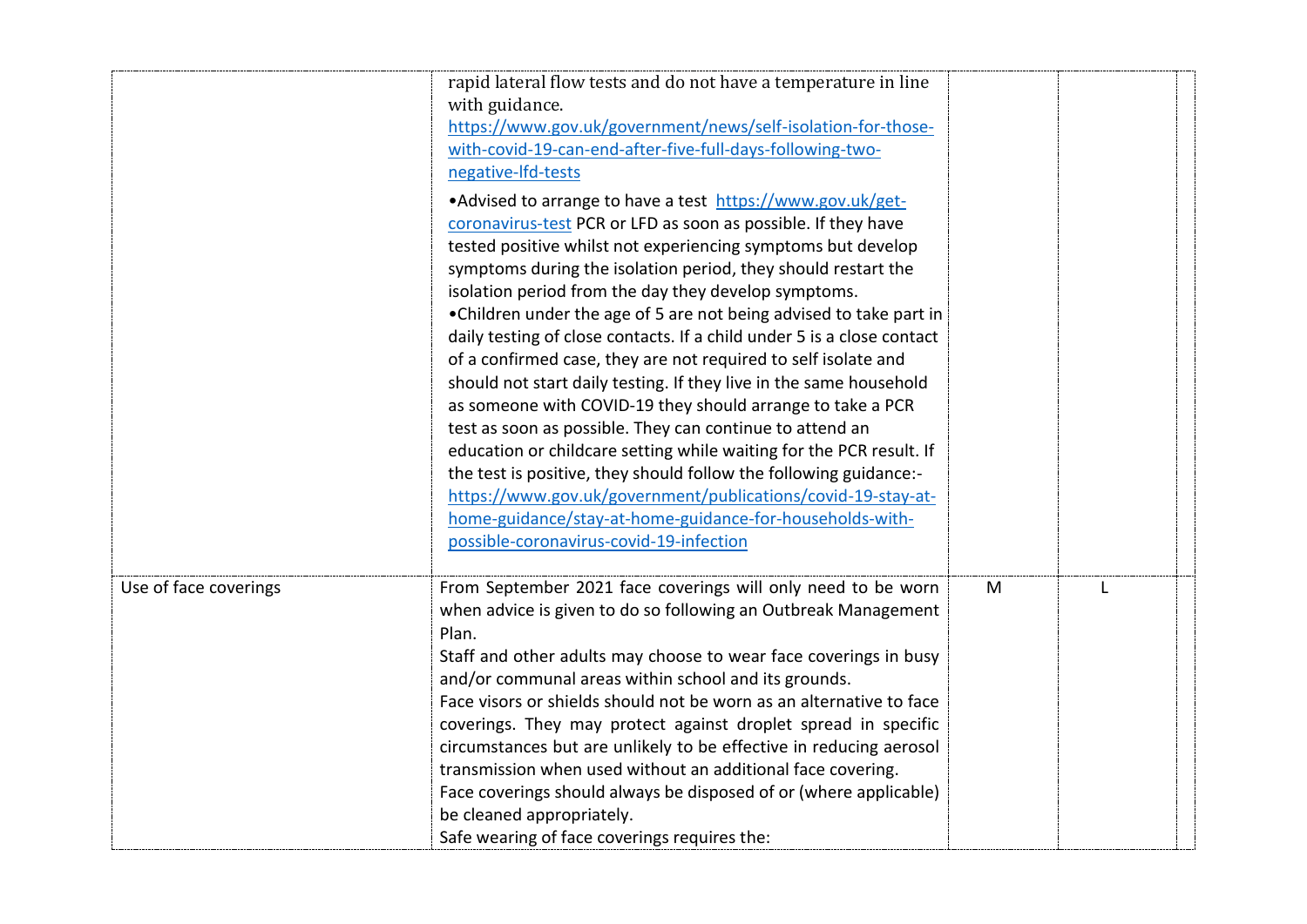| | | | | |
|---|---|---|---|---|
| | rapid lateral flow tests and do not have a temperature in line with guidance. https://www.gov.uk/government/news/self-isolation-for-those-with-covid-19-can-end-after-five-full-days-following-two-negative-lfd-tests<br>•Advised to arrange to have a test https://www.gov.uk/get-coronavirus-test PCR or LFD as soon as possible. If they have tested positive whilst not experiencing symptoms but develop symptoms during the isolation period, they should restart the isolation period from the day they develop symptoms.<br>•Children under the age of 5 are not being advised to take part in daily testing of close contacts. If a child under 5 is a close contact of a confirmed case, they are not required to self isolate and should not start daily testing. If they live in the same household as someone with COVID-19 they should arrange to take a PCR test as soon as possible. They can continue to attend an education or childcare setting while waiting for the PCR result. If the test is positive, they should follow the following guidance:- https://www.gov.uk/government/publications/covid-19-stay-at-home-guidance/stay-at-home-guidance-for-households-with-possible-coronavirus-covid-19-infection | | | |
| Use of face coverings | From September 2021 face coverings will only need to be worn when advice is given to do so following an Outbreak Management Plan.<br>Staff and other adults may choose to wear face coverings in busy and/or communal areas within school and its grounds.<br>Face visors or shields should not be worn as an alternative to face coverings. They may protect against droplet spread in specific circumstances but are unlikely to be effective in reducing aerosol transmission when used without an additional face covering.<br>Face coverings should always be disposed of or (where applicable) be cleaned appropriately.<br>Safe wearing of face coverings requires the: | M | L | |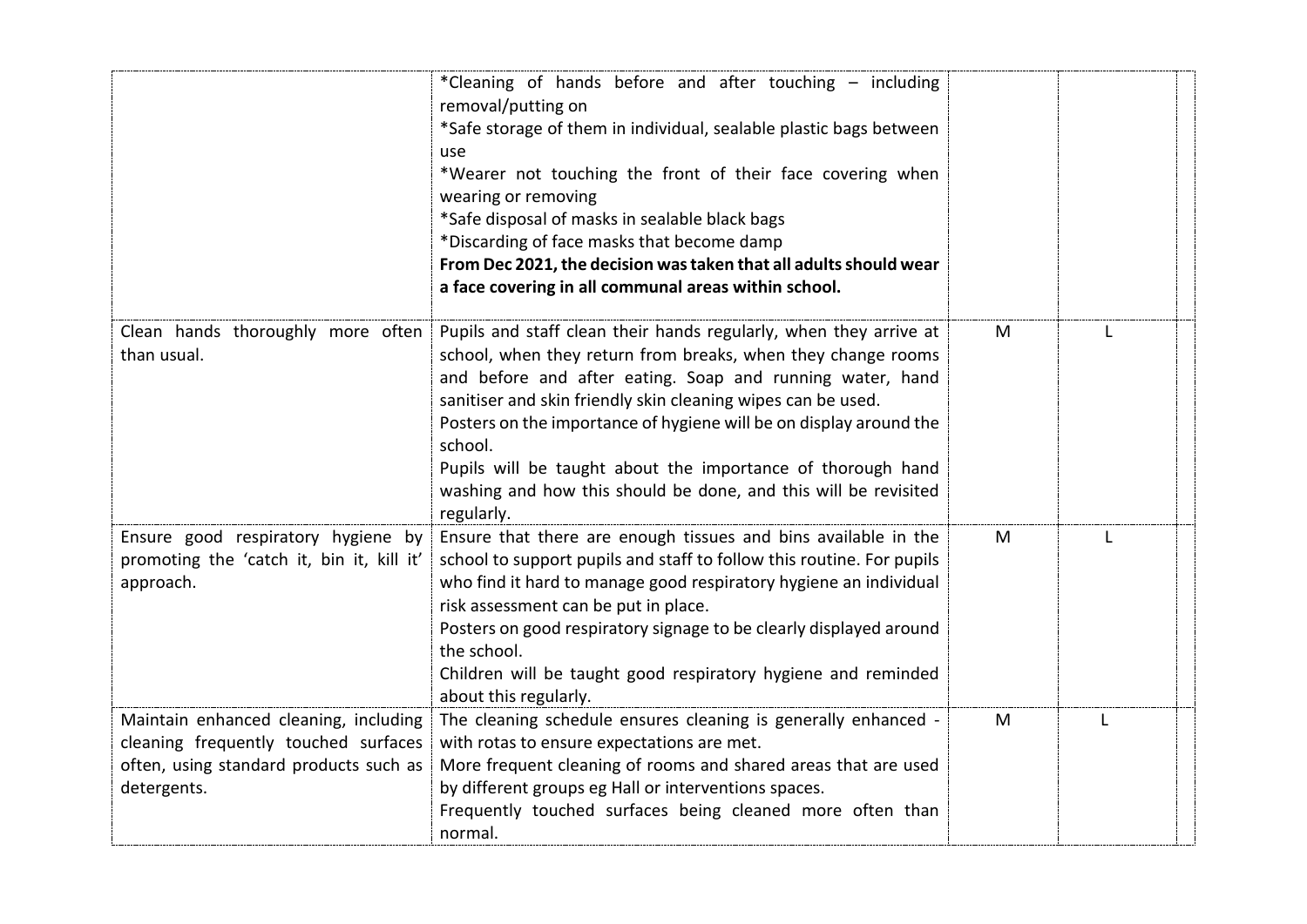| | | | | |
|---|---|---|---|---|
| | *Cleaning of hands before and after touching – including removal/putting on<br>*Safe storage of them in individual, sealable plastic bags between use<br>*Wearer not touching the front of their face covering when wearing or removing<br>*Safe disposal of masks in sealable black bags<br>*Discarding of face masks that become damp<br>**From Dec 2021, the decision was taken that all adults should wear a face covering in all communal areas within school.** | | | |
| Clean hands thoroughly more often than usual. | Pupils and staff clean their hands regularly, when they arrive at school, when they return from breaks, when they change rooms and before and after eating. Soap and running water, hand sanitiser and skin friendly skin cleaning wipes can be used.<br>Posters on the importance of hygiene will be on display around the school.<br>Pupils will be taught about the importance of thorough hand washing and how this should be done, and this will be revisited regularly. | M | L | |
| Ensure good respiratory hygiene by promoting the 'catch it, bin it, kill it' approach. | Ensure that there are enough tissues and bins available in the school to support pupils and staff to follow this routine. For pupils who find it hard to manage good respiratory hygiene an individual risk assessment can be put in place.<br>Posters on good respiratory signage to be clearly displayed around the school.<br>Children will be taught good respiratory hygiene and reminded about this regularly. | M | L | |
| Maintain enhanced cleaning, including cleaning frequently touched surfaces often, using standard products such as detergents. | The cleaning schedule ensures cleaning is generally enhanced - with rotas to ensure expectations are met.<br>More frequent cleaning of rooms and shared areas that are used by different groups eg Hall or interventions spaces.<br>Frequently touched surfaces being cleaned more often than normal. | M | L | |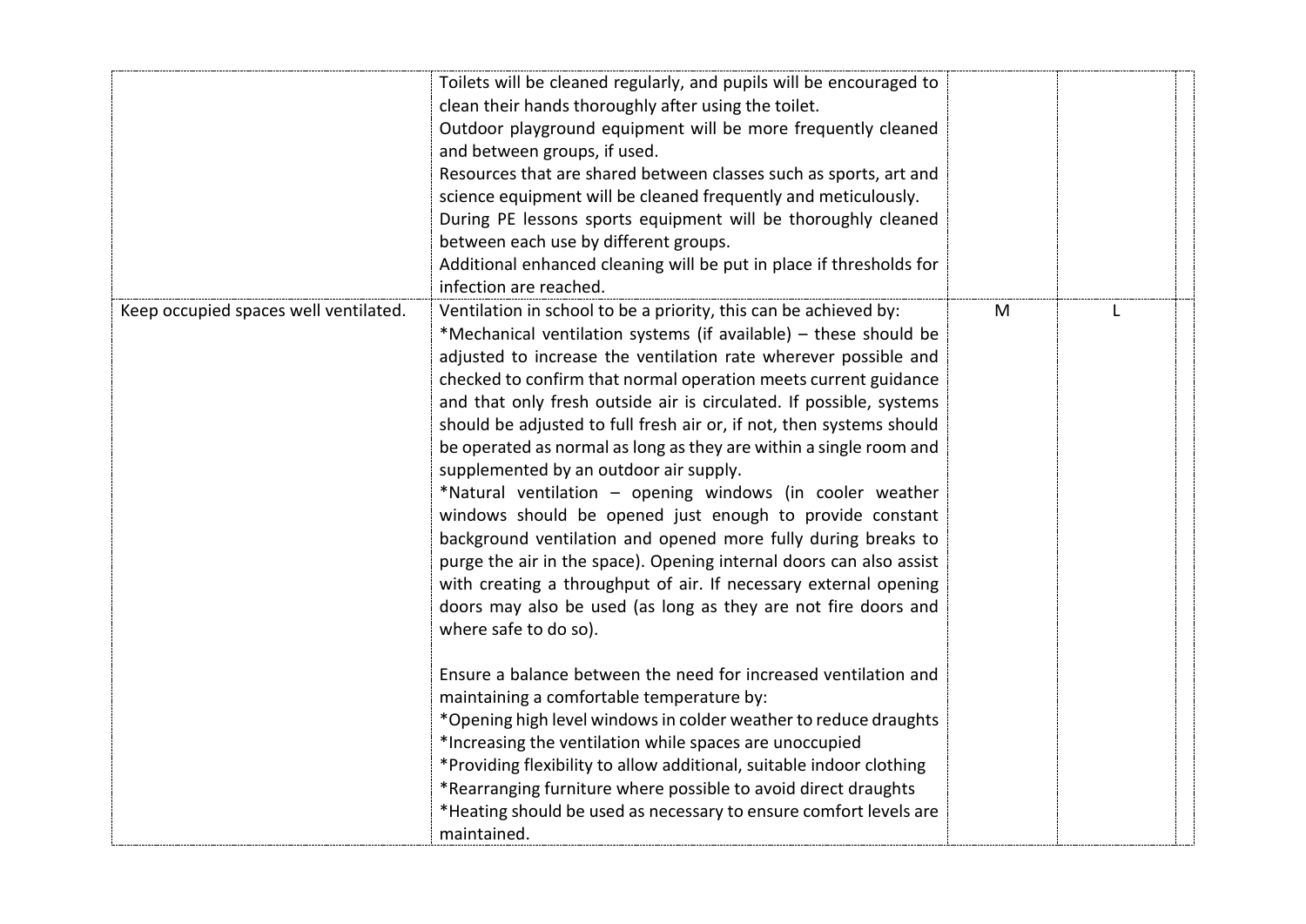| | | | | |
|---|---|---|---|---|
| | Toilets will be cleaned regularly, and pupils will be encouraged to clean their hands thoroughly after using the toilet.<br>Outdoor playground equipment will be more frequently cleaned and between groups, if used.<br>Resources that are shared between classes such as sports, art and science equipment will be cleaned frequently and meticulously.<br>During PE lessons sports equipment will be thoroughly cleaned between each use by different groups.<br>Additional enhanced cleaning will be put in place if thresholds for infection are reached. | | | |
| Keep occupied spaces well ventilated. | Ventilation in school to be a priority, this can be achieved by:<br>*Mechanical ventilation systems (if available) – these should be adjusted to increase the ventilation rate wherever possible and checked to confirm that normal operation meets current guidance and that only fresh outside air is circulated. If possible, systems should be adjusted to full fresh air or, if not, then systems should be operated as normal as long as they are within a single room and supplemented by an outdoor air supply.<br>*Natural ventilation – opening windows (in cooler weather windows should be opened just enough to provide constant background ventilation and opened more fully during breaks to purge the air in the space). Opening internal doors can also assist with creating a throughput of air. If necessary external opening doors may also be used (as long as they are not fire doors and where safe to do so).<br><br>Ensure a balance between the need for increased ventilation and maintaining a comfortable temperature by:<br>*Opening high level windows in colder weather to reduce draughts<br>*Increasing the ventilation while spaces are unoccupied<br>*Providing flexibility to allow additional, suitable indoor clothing<br>*Rearranging furniture where possible to avoid direct draughts<br>*Heating should be used as necessary to ensure comfort levels are maintained. | M | L | |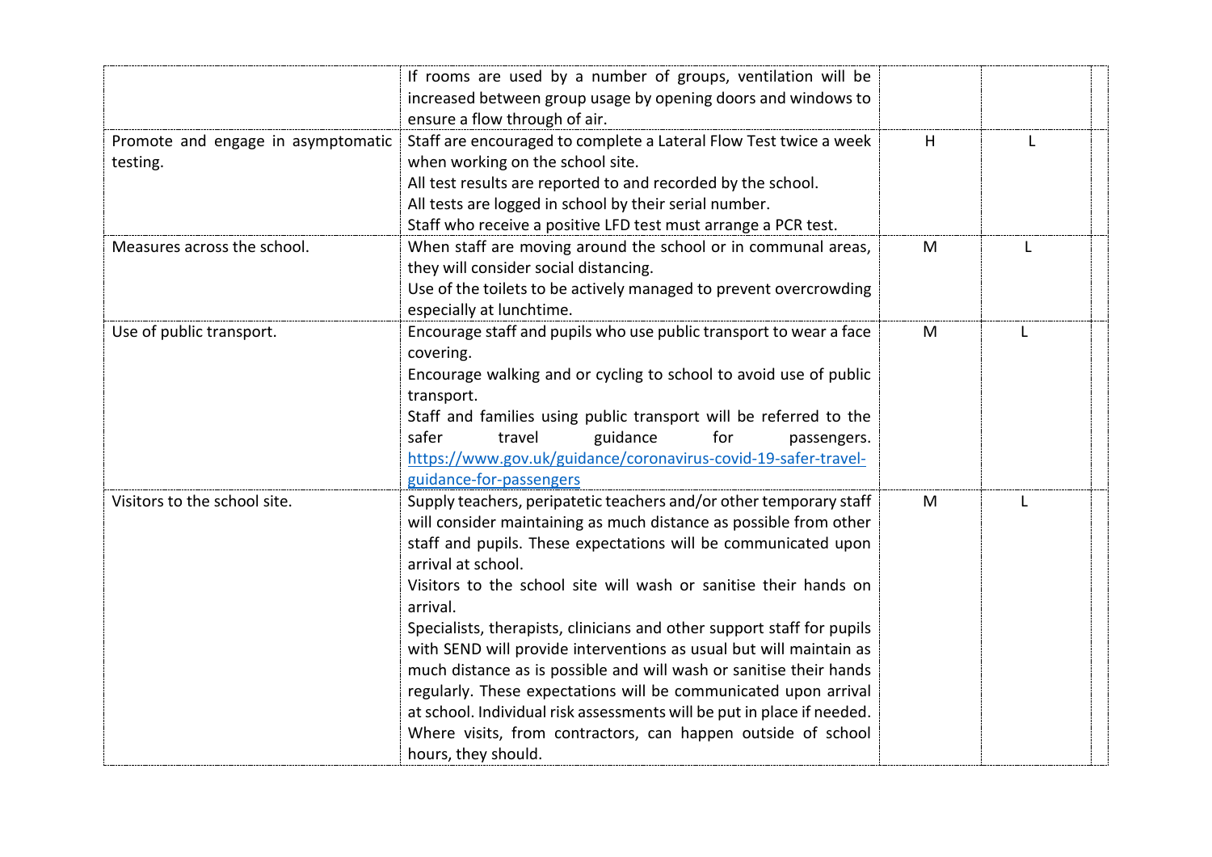| | | | | |
|---|---|---|---|---|
| | If rooms are used by a number of groups, ventilation will be increased between group usage by opening doors and windows to ensure a flow through of air. | | | |
| Promote and engage in asymptomatic testing. | Staff are encouraged to complete a Lateral Flow Test twice a week when working on the school site.<br>All test results are reported to and recorded by the school.<br>All tests are logged in school by their serial number.<br>Staff who receive a positive LFD test must arrange a PCR test. | H | L | |
| Measures across the school. | When staff are moving around the school or in communal areas, they will consider social distancing.<br>Use of the toilets to be actively managed to prevent overcrowding especially at lunchtime. | M | L | |
| Use of public transport. | Encourage staff and pupils who use public transport to wear a face covering.<br>Encourage walking and or cycling to school to avoid use of public transport.<br>Staff and families using public transport will be referred to the safer travel guidance for passengers. [https://www.gov.uk/guidance/coronavirus-covid-19-safer-travel-guidance-for-passengers](https://www.gov.uk/guidance/coronavirus-covid-19-safer-travel-guidance-for-passengers) | M | L | |
| Visitors to the school site. | Supply teachers, peripatetic teachers and/or other temporary staff will consider maintaining as much distance as possible from other staff and pupils. These expectations will be communicated upon arrival at school.<br>Visitors to the school site will wash or sanitise their hands on arrival.<br>Specialists, therapists, clinicians and other support staff for pupils with SEND will provide interventions as usual but will maintain as much distance as is possible and will wash or sanitise their hands regularly. These expectations will be communicated upon arrival at school. Individual risk assessments will be put in place if needed.<br>Where visits, from contractors, can happen outside of school hours, they should. | M | L | |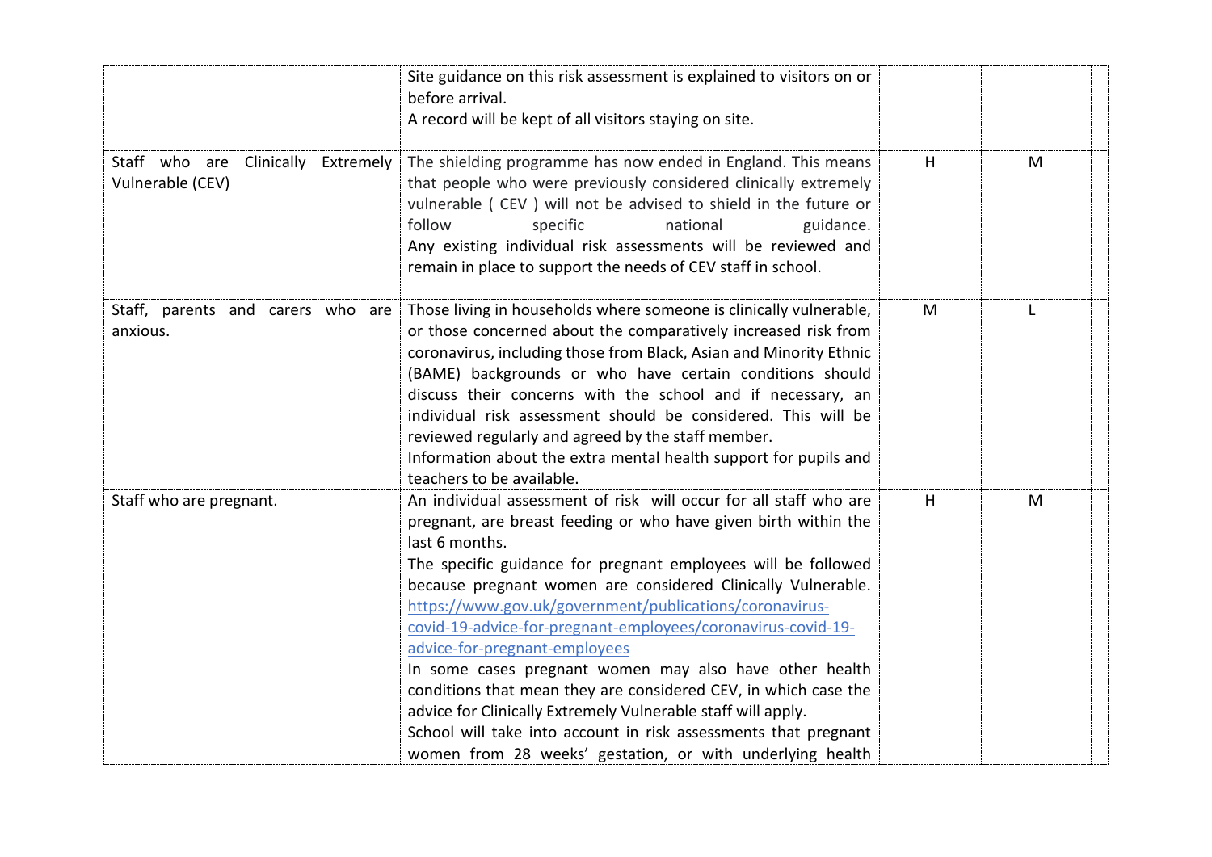| | | | | |
|---|---|---|---|---|
| | Site guidance on this risk assessment is explained to visitors on or before arrival.<br>A record will be kept of all visitors staying on site. | | | |
| Staff who are Clinically Extremely Vulnerable (CEV) | The shielding programme has now ended in England. This means that people who were previously considered clinically extremely vulnerable ( CEV ) will not be advised to shield in the future or follow specific national guidance.<br>Any existing individual risk assessments will be reviewed and remain in place to support the needs of CEV staff in school. | H | M | |
| Staff, parents and carers who are anxious. | Those living in households where someone is clinically vulnerable, or those concerned about the comparatively increased risk from coronavirus, including those from Black, Asian and Minority Ethnic (BAME) backgrounds or who have certain conditions should discuss their concerns with the school and if necessary, an individual risk assessment should be considered. This will be reviewed regularly and agreed by the staff member.<br>Information about the extra mental health support for pupils and teachers to be available. | M | L | |
| Staff who are pregnant. | An individual assessment of risk will occur for all staff who are pregnant, are breast feeding or who have given birth within the last 6 months.<br>The specific guidance for pregnant employees will be followed because pregnant women are considered Clinically Vulnerable. [https://www.gov.uk/government/publications/coronavirus-covid-19-advice-for-pregnant-employees/coronavirus-covid-19-advice-for-pregnant-employees](https://www.gov.uk/government/publications/coronavirus-covid-19-advice-for-pregnant-employees/coronavirus-covid-19-advice-for-pregnant-employees)<br>In some cases pregnant women may also have other health conditions that mean they are considered CEV, in which case the advice for Clinically Extremely Vulnerable staff will apply.<br>School will take into account in risk assessments that pregnant women from 28 weeks' gestation, or with underlying health | H | M | |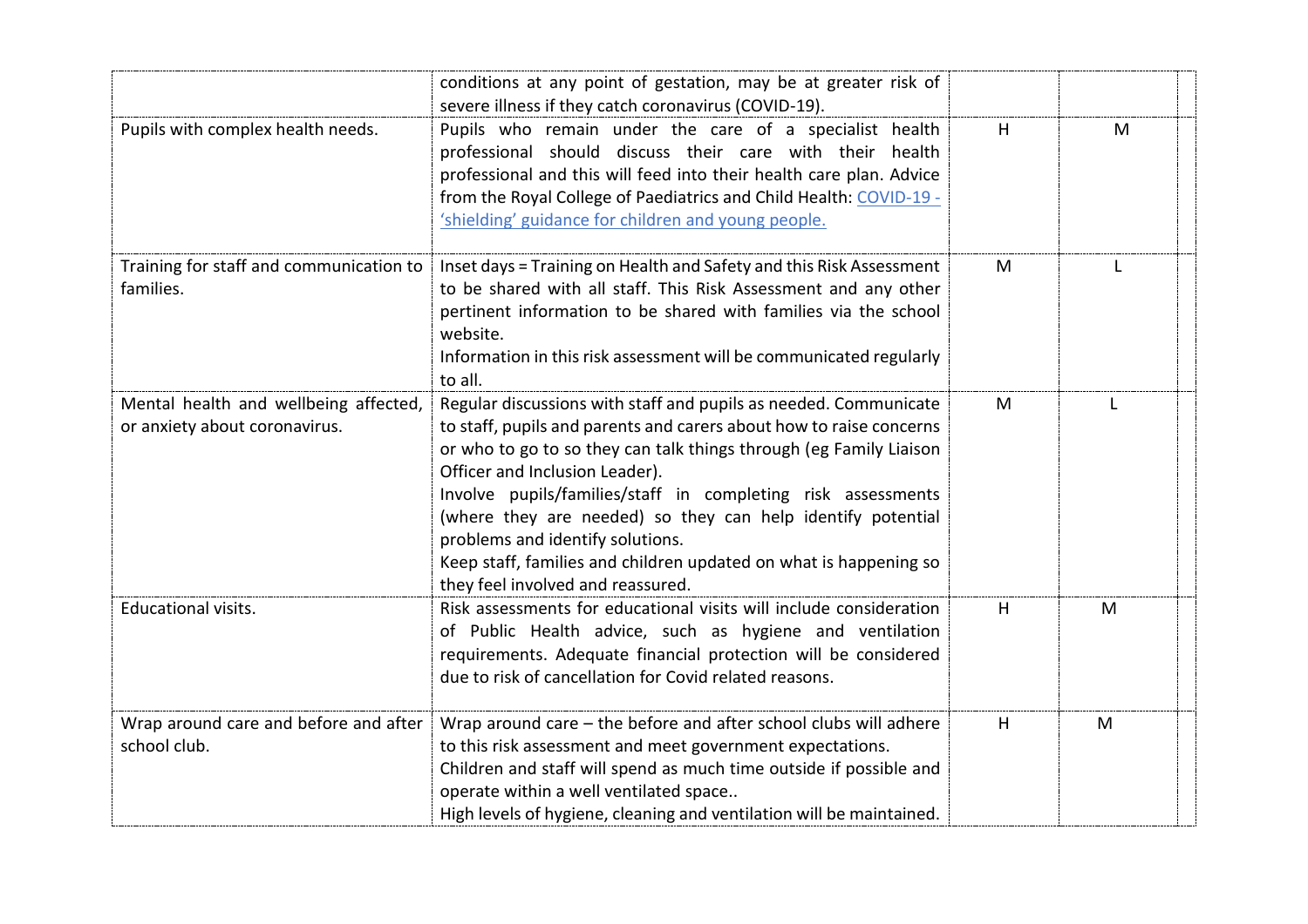| | | | | |
|---|---|---|---|---|
| | conditions at any point of gestation, may be at greater risk of severe illness if they catch coronavirus (COVID-19). | | | |
| Pupils with complex health needs. | Pupils who remain under the care of a specialist health professional should discuss their care with their health professional and this will feed into their health care plan. Advice from the Royal College of Paediatrics and Child Health: COVID-19 - 'shielding' guidance for children and young people. | H | M | |
| Training for staff and communication to families. | Inset days = Training on Health and Safety and this Risk Assessment to be shared with all staff. This Risk Assessment and any other pertinent information to be shared with families via the school website.<br>Information in this risk assessment will be communicated regularly to all. | M | L | |
| Mental health and wellbeing affected, or anxiety about coronavirus. | Regular discussions with staff and pupils as needed. Communicate to staff, pupils and parents and carers about how to raise concerns or who to go to so they can talk things through (eg Family Liaison Officer and Inclusion Leader).<br>Involve pupils/families/staff in completing risk assessments (where they are needed) so they can help identify potential problems and identify solutions.<br>Keep staff, families and children updated on what is happening so they feel involved and reassured. | M | L | |
| Educational visits. | Risk assessments for educational visits will include consideration of Public Health advice, such as hygiene and ventilation requirements. Adequate financial protection will be considered due to risk of cancellation for Covid related reasons. | H | M | |
| Wrap around care and before and after school club. | Wrap around care – the before and after school clubs will adhere to this risk assessment and meet government expectations.<br>Children and staff will spend as much time outside if possible and operate within a well ventilated space..<br>High levels of hygiene, cleaning and ventilation will be maintained. | H | M | |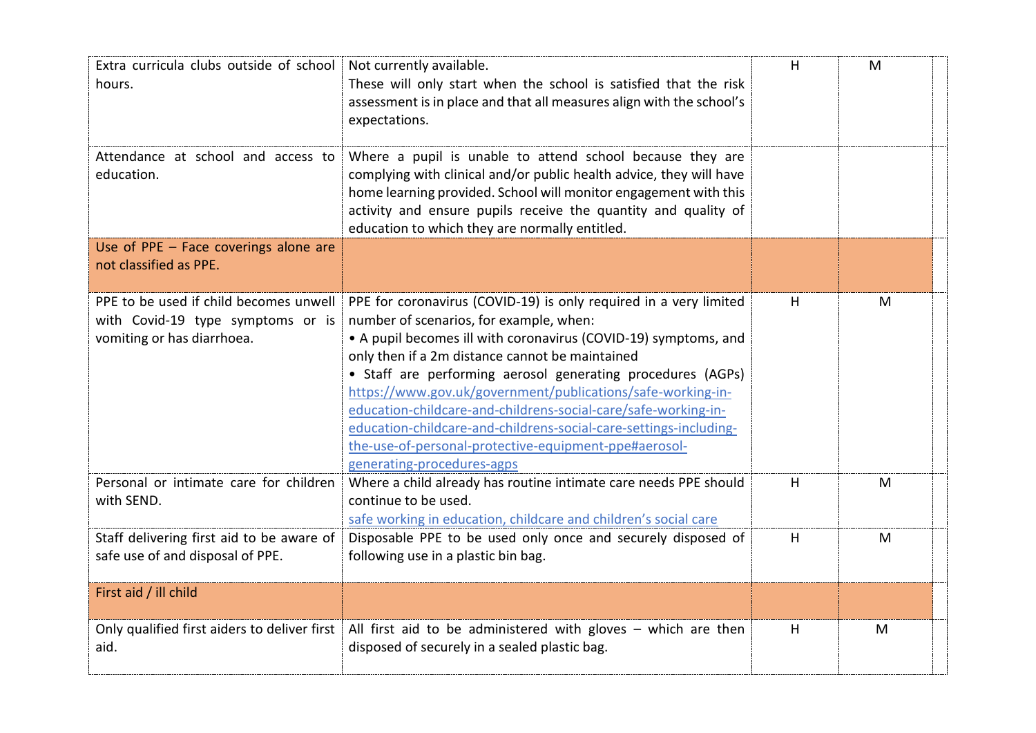| | | | | |
|---|---|---|---|---|
| Extra curricula clubs outside of school hours. | Not currently available.<br>These will only start when the school is satisfied that the risk assessment is in place and that all measures align with the school's expectations. | H | M | |
| Attendance at school and access to education. | Where a pupil is unable to attend school because they are complying with clinical and/or public health advice, they will have home learning provided. School will monitor engagement with this activity and ensure pupils receive the quantity and quality of education to which they are normally entitled. | | | |
| Use of PPE – Face coverings alone are not classified as PPE. | | | | |
| PPE to be used if child becomes unwell with Covid-19 type symptoms or is vomiting or has diarrhoea. | PPE for coronavirus (COVID-19) is only required in a very limited number of scenarios, for example, when:<br>• A pupil becomes ill with coronavirus (COVID-19) symptoms, and only then if a 2m distance cannot be maintained<br>• Staff are performing aerosol generating procedures (AGPs) [https://www.gov.uk/government/publications/safe-working-in-education-childcare-and-childrens-social-care/safe-working-in-education-childcare-and-childrens-social-care-settings-including-the-use-of-personal-protective-equipment-ppe#aerosol-generating-procedures-agps](https://www.gov.uk/government/publications/safe-working-in-education-childcare-and-childrens-social-care/safe-working-in-education-childcare-and-childrens-social-care-settings-including-the-use-of-personal-protective-equipment-ppe#aerosol-generating-procedures-agps) | H | M | |
| Personal or intimate care for children with SEND. | Where a child already has routine intimate care needs PPE should continue to be used.<br>safe working in education, childcare and children's social care | H | M | |
| Staff delivering first aid to be aware of safe use of and disposal of PPE. | Disposable PPE to be used only once and securely disposed of following use in a plastic bin bag. | H | M | |
| First aid / ill child | | | | |
| Only qualified first aiders to deliver first aid. | All first aid to be administered with gloves – which are then disposed of securely in a sealed plastic bag. | H | M | |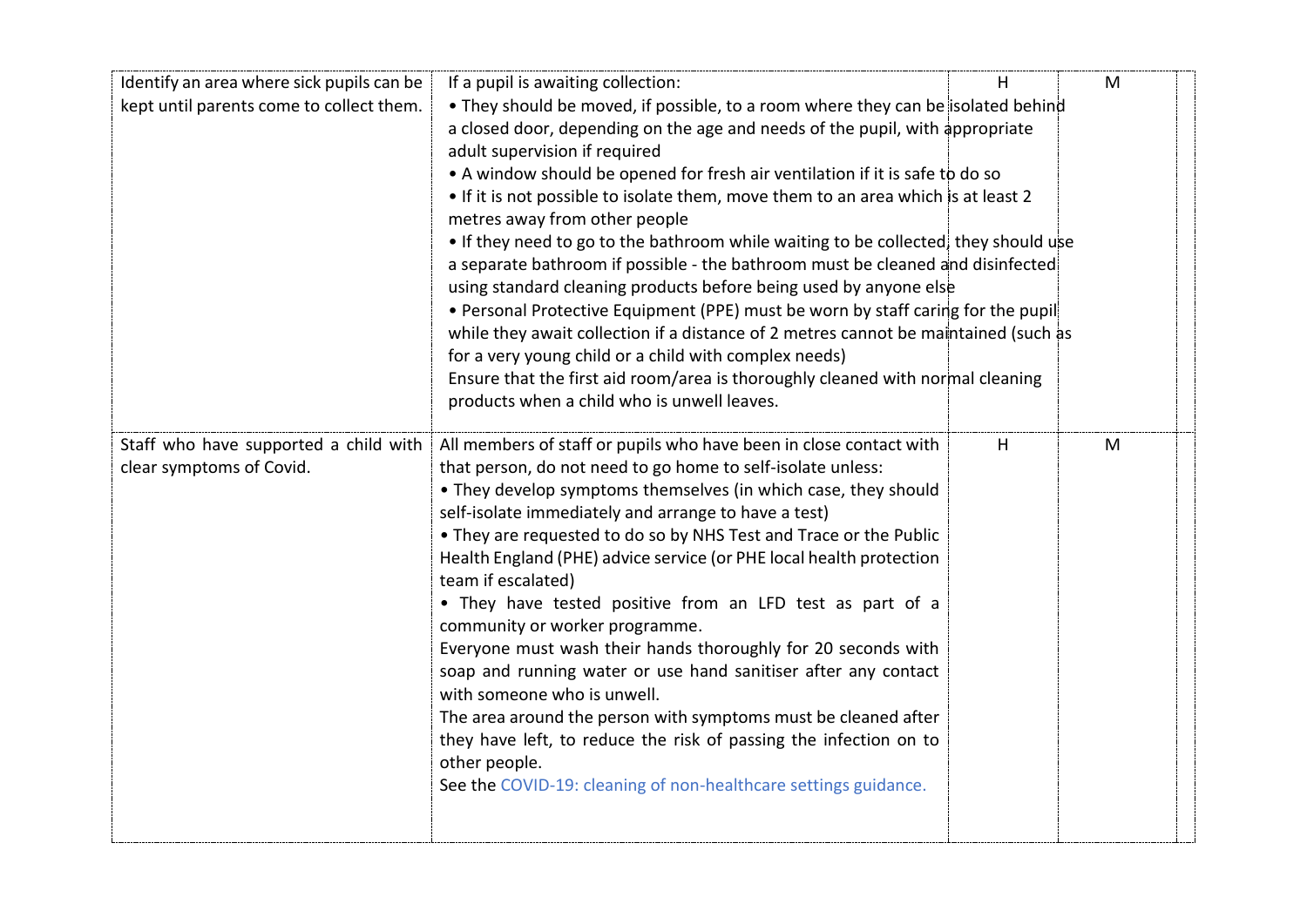| | | | | |
|---|---|---|---|---|
| Identify an area where sick pupils can be kept until parents come to collect them. | If a pupil is awaiting collection:<br>• They should be moved, if possible, to a room where they can be isolated behind a closed door, depending on the age and needs of the pupil, with appropriate adult supervision if required<br>• A window should be opened for fresh air ventilation if it is safe to do so<br>• If it is not possible to isolate them, move them to an area which is at least 2 metres away from other people<br>• If they need to go to the bathroom while waiting to be collected, they should use a separate bathroom if possible - the bathroom must be cleaned and disinfected using standard cleaning products before being used by anyone else<br>• Personal Protective Equipment (PPE) must be worn by staff caring for the pupil while they await collection if a distance of 2 metres cannot be maintained (such as for a very young child or a child with complex needs)<br>Ensure that the first aid room/area is thoroughly cleaned with normal cleaning products when a child who is unwell leaves. | H | M | |
| Staff who have supported a child with clear symptoms of Covid. | All members of staff or pupils who have been in close contact with that person, do not need to go home to self-isolate unless:<br>• They develop symptoms themselves (in which case, they should self-isolate immediately and arrange to have a test)<br>• They are requested to do so by NHS Test and Trace or the Public Health England (PHE) advice service (or PHE local health protection team if escalated)<br>• They have tested positive from an LFD test as part of a community or worker programme.<br>Everyone must wash their hands thoroughly for 20 seconds with soap and running water or use hand sanitiser after any contact with someone who is unwell.<br>The area around the person with symptoms must be cleaned after they have left, to reduce the risk of passing the infection on to other people.<br>See the COVID-19: cleaning of non-healthcare settings guidance. | H | M | |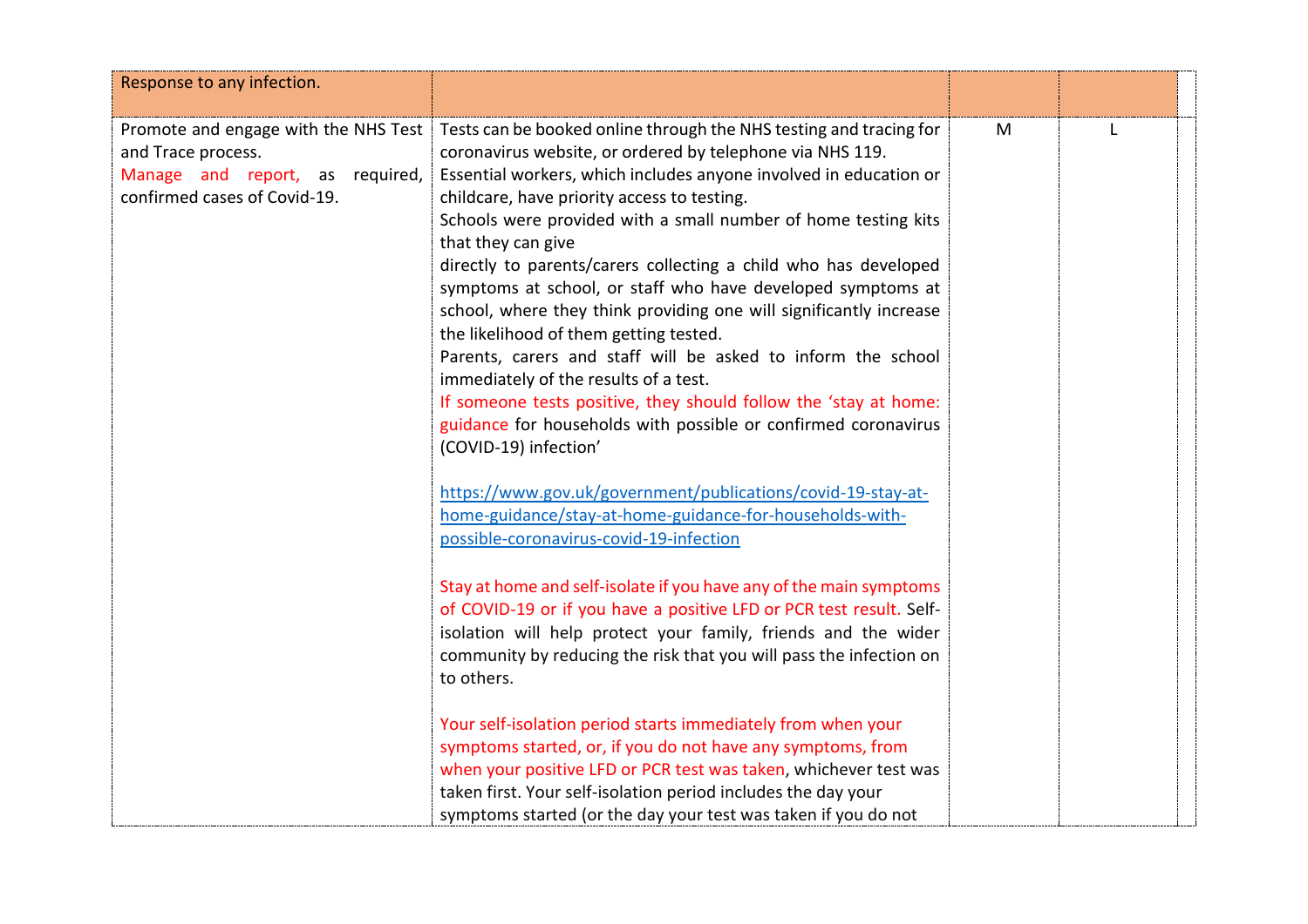| Response to any infection. | | | | |
|---|---|---|---|---|
| Promote and engage with the NHS Test and Trace process.<br>Manage and report, as required, confirmed cases of Covid-19. | Tests can be booked online through the NHS testing and tracing for coronavirus website, or ordered by telephone via NHS 119.<br>Essential workers, which includes anyone involved in education or childcare, have priority access to testing.<br>Schools were provided with a small number of home testing kits that they can give<br>directly to parents/carers collecting a child who has developed symptoms at school, or staff who have developed symptoms at school, where they think providing one will significantly increase the likelihood of them getting tested.<br>Parents, carers and staff will be asked to inform the school immediately of the results of a test.<br>If someone tests positive, they should follow the 'stay at home: guidance for households with possible or confirmed coronavirus (COVID-19) infection'<br><br>https://www.gov.uk/government/publications/covid-19-stay-at-home-guidance/stay-at-home-guidance-for-households-with-possible-coronavirus-covid-19-infection<br><br>Stay at home and self-isolate if you have any of the main symptoms of COVID-19 or if you have a positive LFD or PCR test result. Self-isolation will help protect your family, friends and the wider community by reducing the risk that you will pass the infection on to others.<br><br>Your self-isolation period starts immediately from when your symptoms started, or, if you do not have any symptoms, from when your positive LFD or PCR test was taken, whichever test was taken first. Your self-isolation period includes the day your symptoms started (or the day your test was taken if you do not | M | L | |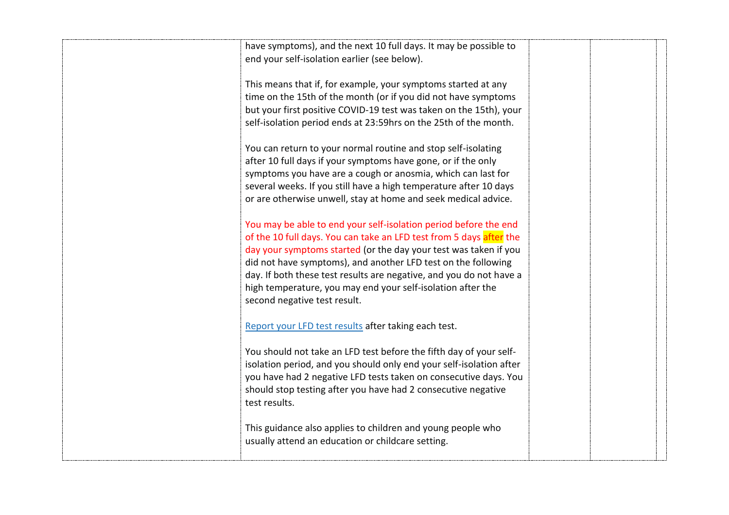| | | | | |
|---|---|---|---|---|
| | have symptoms), and the next 10 full days. It may be possible to end your self-isolation earlier (see below).<br><br>This means that if, for example, your symptoms started at any time on the 15th of the month (or if you did not have symptoms but your first positive COVID-19 test was taken on the 15th), your self-isolation period ends at 23:59hrs on the 25th of the month.<br><br>You can return to your normal routine and stop self-isolating after 10 full days if your symptoms have gone, or if the only symptoms you have are a cough or anosmia, which can last for several weeks. If you still have a high temperature after 10 days or are otherwise unwell, stay at home and seek medical advice.<br><br>You may be able to end your self-isolation period before the end of the 10 full days. You can take an LFD test from 5 days after the day your symptoms started (or the day your test was taken if you did not have symptoms), and another LFD test on the following day. If both these test results are negative, and you do not have a high temperature, you may end your self-isolation after the second negative test result.<br><br>Report your LFD test results after taking each test.<br><br>You should not take an LFD test before the fifth day of your self-isolation period, and you should only end your self-isolation after you have had 2 negative LFD tests taken on consecutive days. You should stop testing after you have had 2 consecutive negative test results.<br><br>This guidance also applies to children and young people who usually attend an education or childcare setting. | | | |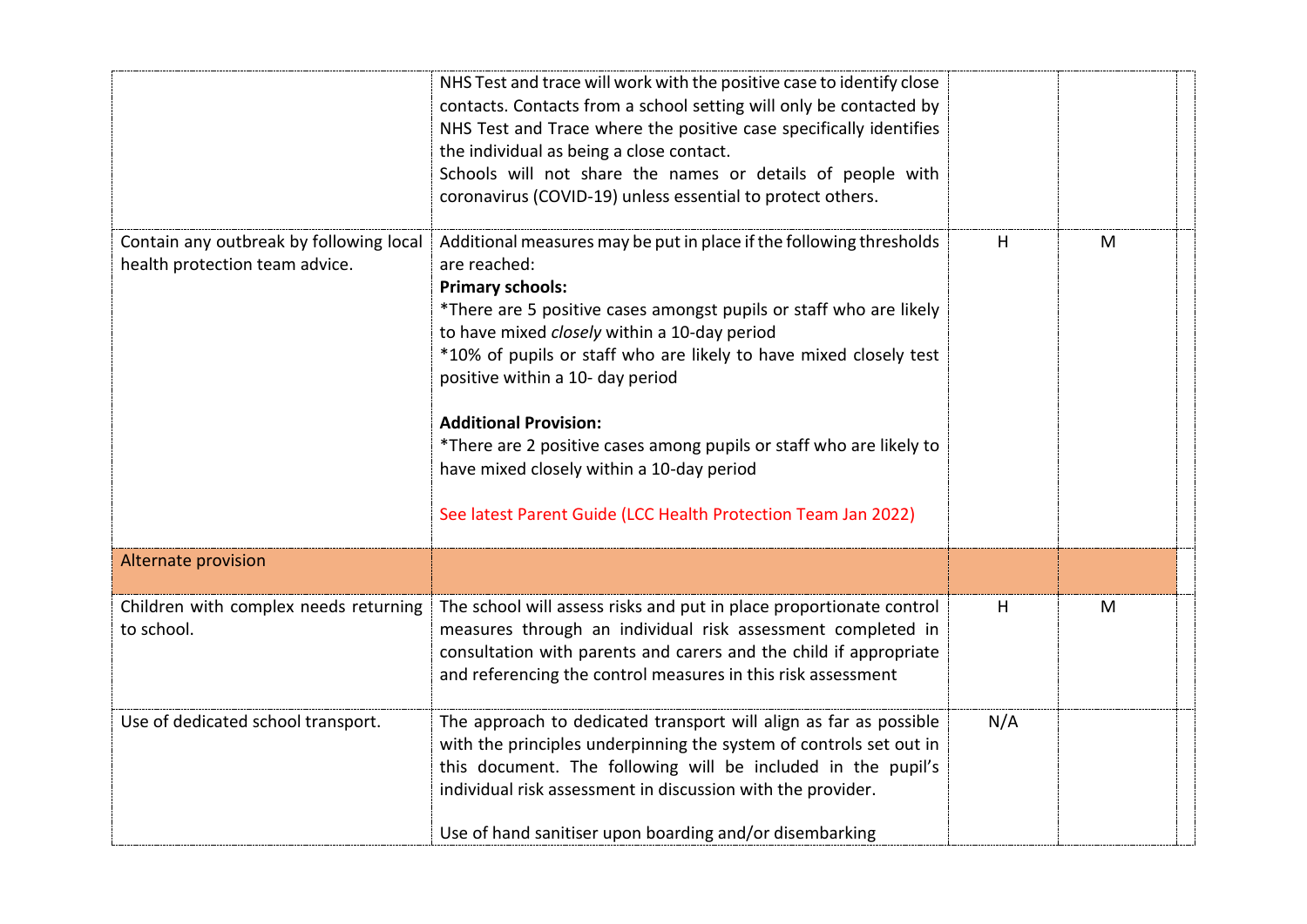| | | | | |
|---|---|---|---|---|
| | NHS Test and trace will work with the positive case to identify close contacts. Contacts from a school setting will only be contacted by NHS Test and Trace where the positive case specifically identifies the individual as being a close contact.<br>Schools will not share the names or details of people with coronavirus (COVID-19) unless essential to protect others. | | | |
| Contain any outbreak by following local health protection team advice. | Additional measures may be put in place if the following thresholds are reached:<br>**Primary schools:**<br>*There are 5 positive cases amongst pupils or staff who are likely to have mixed *closely* within a 10-day period<br>*10% of pupils or staff who are likely to have mixed closely test positive within a 10- day period<br><br>**Additional Provision:**<br>*There are 2 positive cases among pupils or staff who are likely to have mixed closely within a 10-day period<br><br>See latest Parent Guide (LCC Health Protection Team Jan 2022) | H | M | |
| Alternate provision | | | | |
| Children with complex needs returning to school. | The school will assess risks and put in place proportionate control measures through an individual risk assessment completed in consultation with parents and carers and the child if appropriate and referencing the control measures in this risk assessment | H | M | |
| Use of dedicated school transport. | The approach to dedicated transport will align as far as possible with the principles underpinning the system of controls set out in this document. The following will be included in the pupil's individual risk assessment in discussion with the provider.<br><br>Use of hand sanitiser upon boarding and/or disembarking | N/A | | |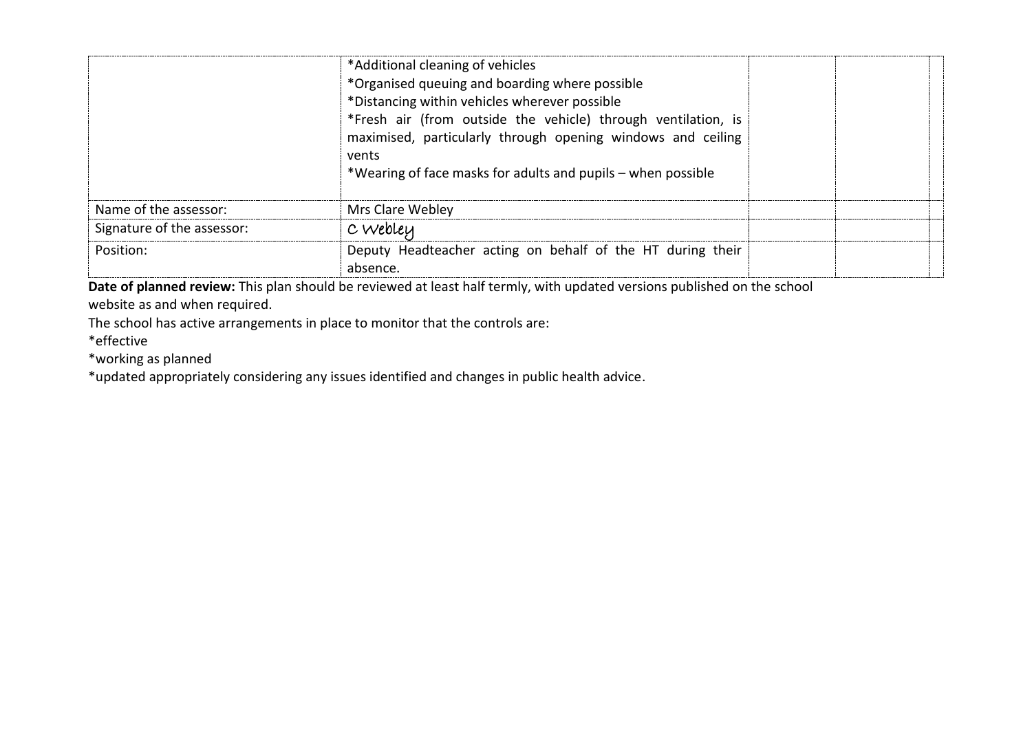| | | | | |
|---|---|---|---|---|
| | *Additional cleaning of vehicles<br>*Organised queuing and boarding where possible<br>*Distancing within vehicles wherever possible<br>*Fresh air (from outside the vehicle) through ventilation, is maximised, particularly through opening windows and ceiling vents<br>*Wearing of face masks for adults and pupils – when possible | | | |
| Name of the assessor: | Mrs Clare Webley | | | |
| Signature of the assessor: | C Webley | | | |
| Position: | Deputy Headteacher acting on behalf of the HT during their absence. | | | |

**Date of planned review:** This plan should be reviewed at least half termly, with updated versions published on the school website as and when required.

The school has active arrangements in place to monitor that the controls are:

*effective

*working as planned

*updated appropriately considering any issues identified and changes in public health advice.